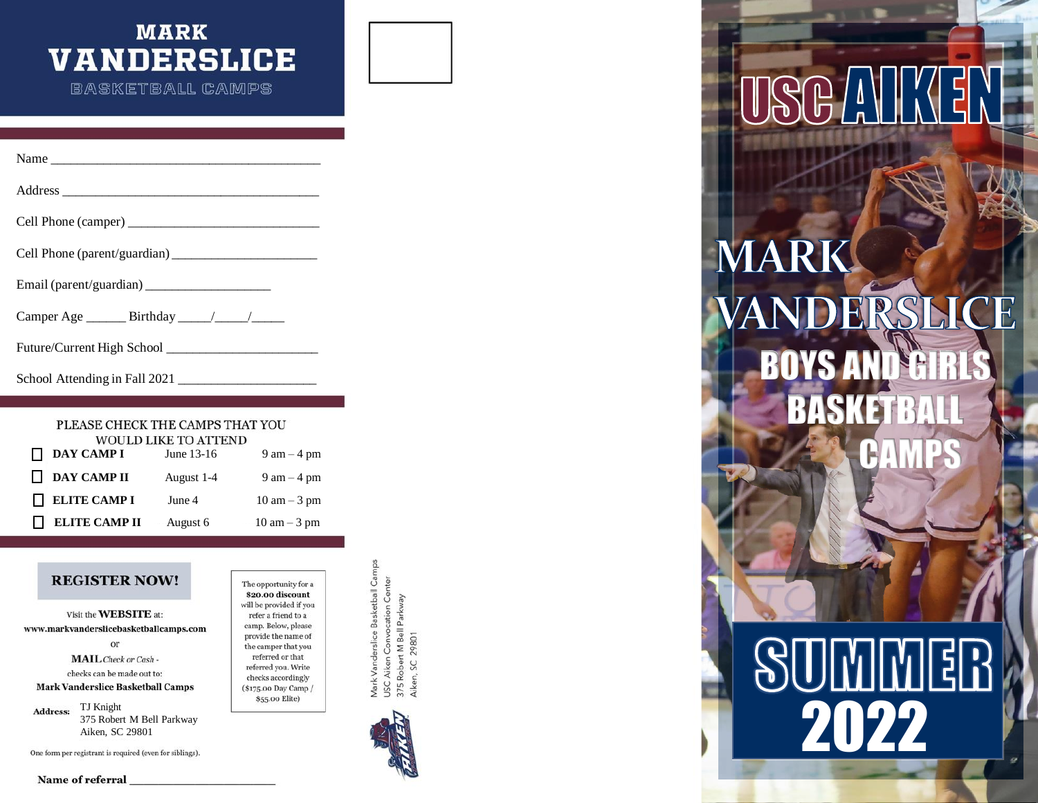# MARK VANDERSLICE

## BASKETBALL CAMPS

Name ________________________________________

Address ______________________________________

Cell Phone (camper) ____________________________

Cell Phone (parent/guardian) _____________________

Email (parent/guardian) ___________________

Camper Age ______ Birthday _____/_____/_____

Future/Current High School ______________________

School Attending in Fall 2021 ____________________

PLEASE CHECK THE CAMPS THAT YOU WOULD LIKE TO ATTEND

| | Camp | Date | Time |
|---|---|---|---|
| ☐ | **DAY CAMP I** | June 13-16 | 9 am – 4 pm |
| ☐ | **DAY CAMP II** | August 1-4 | 9 am – 4 pm |
| ☐ | **ELITE CAMP I** | June 4 | 10 am – 3 pm |
| ☐ | **ELITE CAMP II** | August 6 | 10 am – 3 pm |

## REGISTER NOW!

Visit the **WEBSITE** at:
**www.markvanderslicebasketballcamps.com**

or

**MAIL** *Check or Cash* -
checks can be made out to:
**Mark Vanderslice Basketball Camps**

**Address:** TJ Knight
375 Robert M Bell Parkway
Aiken, SC 29801

One form per registrant is required (even for siblings).

The opportunity for a **$20.00 discount** will be provided if you refer a friend to a camp. Below, please provide the name of the camper that you referred or that referred you. Write checks accordingly ($175.00 Day Camp / $55.00 Elite)

**Name of referral** ________________________

Mark Vanderslice Basketball Camps
USC Aiken Convocation Center
375 Robert M Bell Parkway
Aiken, SC 29801

# USC AIKEN

# MARK VANDERSLICE

## BOYS AND GIRLS BASKETBALL CAMPS

## SUMMER 2022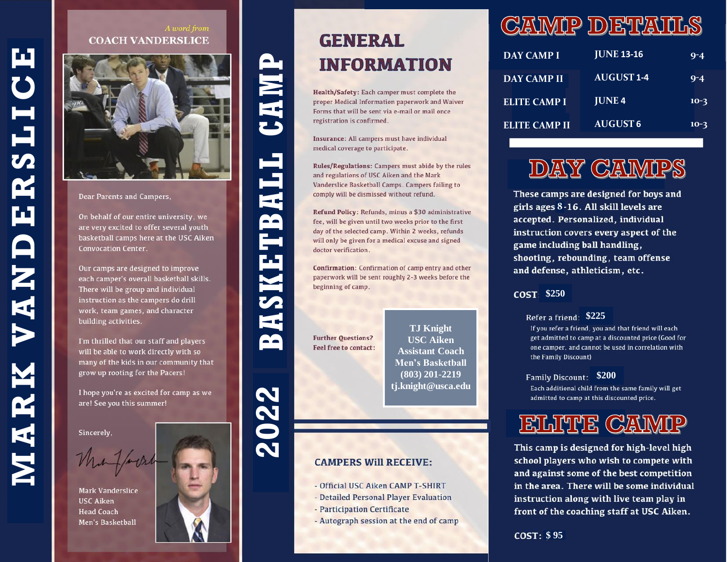# MARK VANDERSLICE

*A word from*
**COACH VANDERSLICE**

Dear Parents and Campers,

On behalf of our entire university, we are very excited to offer several youth basketball camps here at the USC Aiken Convocation Center.

Our camps are designed to improve each camper's overall basketball skills. There will be group and individual instruction as the campers do drill work, team games, and character building activities.

I'm thrilled that our staff and players will be able to work directly with so many of the kids in our community that grow up rooting for the Pacers!

I hope you're as excited for camp as we are! See you this summer!

Sincerely,

Mark Vanderslice
USC Aiken
Head Coach
Men's Basketball

# 2022 BASKETBALL CAMP

## GENERAL INFORMATION

**Health/Safety:** Each camper must complete the proper Medical Information paperwork and Waiver Forms that will be sent via e-mail or mail once registration is confirmed.

**Insurance:** All campers must have individual medical coverage to participate.

**Rules/Regulations:** Campers must abide by the rules and regulations of USC Aiken and the Mark Vanderslice Basketball Camps. Campers failing to comply will be dismissed without refund.

**Refund Policy:** Refunds, minus a $30 administrative fee, will be given until two weeks prior to the first day of the selected camp. Within 2 weeks, refunds will only be given for a medical excuse and signed doctor verification.

**Confirmation:** Confirmation of camp entry and other paperwork will be sent roughly 2-3 weeks before the beginning of camp.

**Further Questions? Feel free to contact:**

**TJ Knight**
**USC Aiken**
**Assistant Coach**
**Men's Basketball**
**(803) 201-2219**
**tj.knight@usca.edu**

## CAMPERS Will RECEIVE:

- Official USC Aiken CAMP T-SHIRT
- Detailed Personal Player Evaluation
- Participation Certificate
- Autograph session at the end of camp

## CAMP DETAILS

| | | |
|---|---|---|
| DAY CAMP I | JUNE 13-16 | 9-4 |
| DAY CAMP II | AUGUST 1-4 | 9-4 |
| ELITE CAMP I | JUNE 4 | 10-3 |
| ELITE CAMP II | AUGUST 6 | 10-3 |

## DAY CAMPS

**These camps are designed for boys and girls ages 8-16. All skill levels are accepted. Personalized, individual instruction covers every aspect of the game including ball handling, shooting, rebounding, team offense and defense, athleticism, etc.**

**COST: $250**

Refer a friend: **$225**
If you refer a friend, you and that friend will each get admitted to camp at a discounted price (Good for one camper, and cannot be used in correlation with the Family Discount)

Family Discount: **$200**
Each additional child from the same family will get admitted to camp at this discounted price.

## ELITE CAMP

**This camp is designed for high-level high school players who wish to compete with and against some of the best competition in the area. There will be some individual instruction along with live team play in front of the coaching staff at USC Aiken.**

**COST: $ 95**